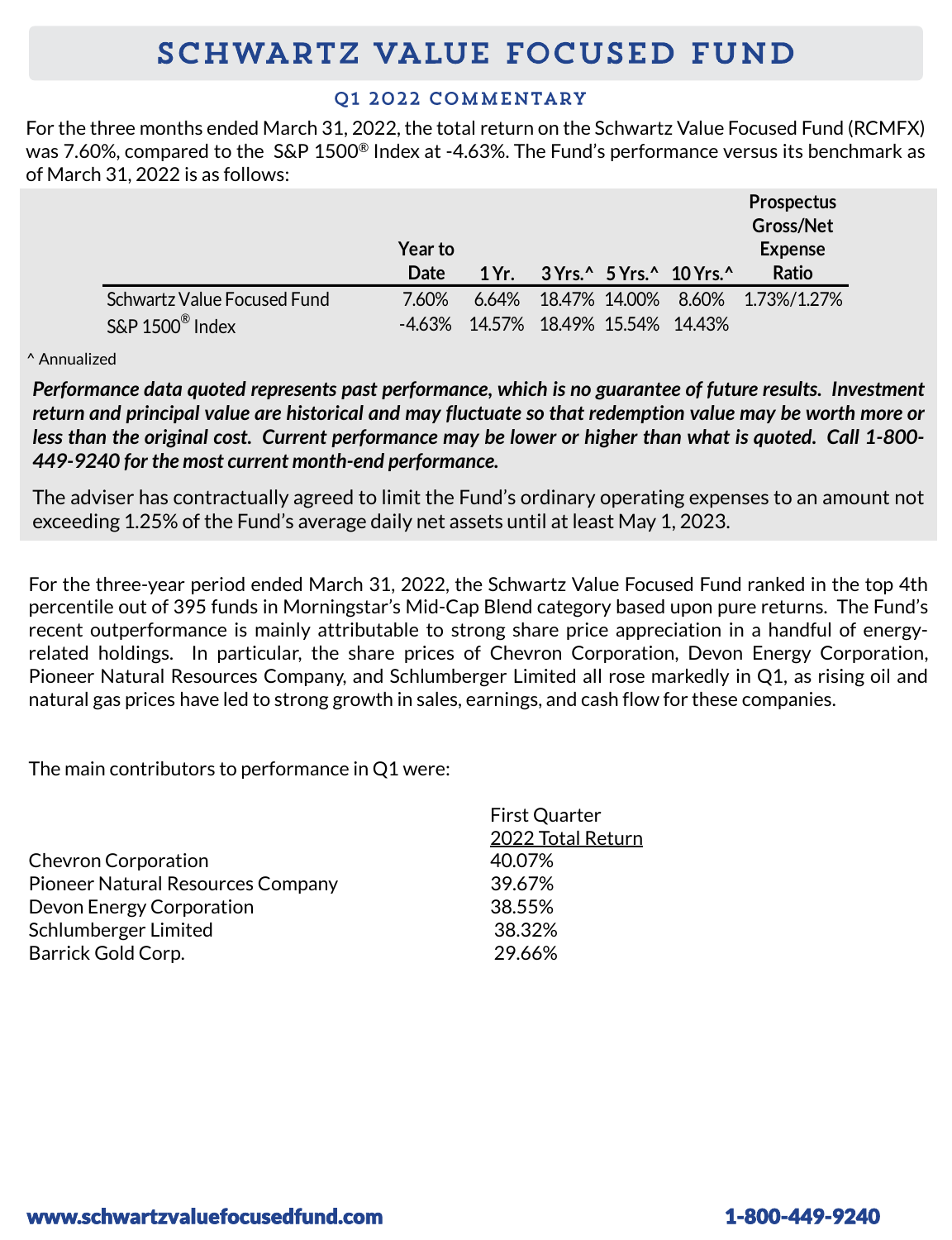# SCHWARTZ VALUE FOCUSED FUND

## Q1 2022 COMMENTARY

For the three months ended March 31, 2022, the total return on the Schwartz Value Focused Fund (RCMFX) was 7.60%, compared to the S&P 1500® Index at -4.63%. The Fund's performance versus its benchmark as of March 31, 2022 is as follows:

| | Year to Date | 1 Yr. | 3 Yrs.^ | 5 Yrs.^ | 10 Yrs.^ | Prospectus Gross/Net Expense Ratio |
|---|---|---|---|---|---|---|
| Schwartz Value Focused Fund | 7.60% | 6.64% | 18.47% | 14.00% | 8.60% | 1.73%/1.27% |
| S&P 1500® Index | -4.63% | 14.57% | 18.49% | 15.54% | 14.43% | |

^ Annualized

***Performance data quoted represents past performance, which is no guarantee of future results. Investment return and principal value are historical and may fluctuate so that redemption value may be worth more or less than the original cost. Current performance may be lower or higher than what is quoted. Call 1-800-449-9240 for the most current month-end performance.***

The adviser has contractually agreed to limit the Fund's ordinary operating expenses to an amount not exceeding 1.25% of the Fund's average daily net assets until at least May 1, 2023.

For the three-year period ended March 31, 2022, the Schwartz Value Focused Fund ranked in the top 4th percentile out of 395 funds in Morningstar's Mid-Cap Blend category based upon pure returns. The Fund's recent outperformance is mainly attributable to strong share price appreciation in a handful of energy-related holdings. In particular, the share prices of Chevron Corporation, Devon Energy Corporation, Pioneer Natural Resources Company, and Schlumberger Limited all rose markedly in Q1, as rising oil and natural gas prices have led to strong growth in sales, earnings, and cash flow for these companies.

The main contributors to performance in Q1 were:

| | First Quarter 2022 Total Return |
|---|---|
| Chevron Corporation | 40.07% |
| Pioneer Natural Resources Company | 39.67% |
| Devon Energy Corporation | 38.55% |
| Schlumberger Limited | 38.32% |
| Barrick Gold Corp. | 29.66% |

www.schwartzvaluefocusedfund.com 1-800-449-9240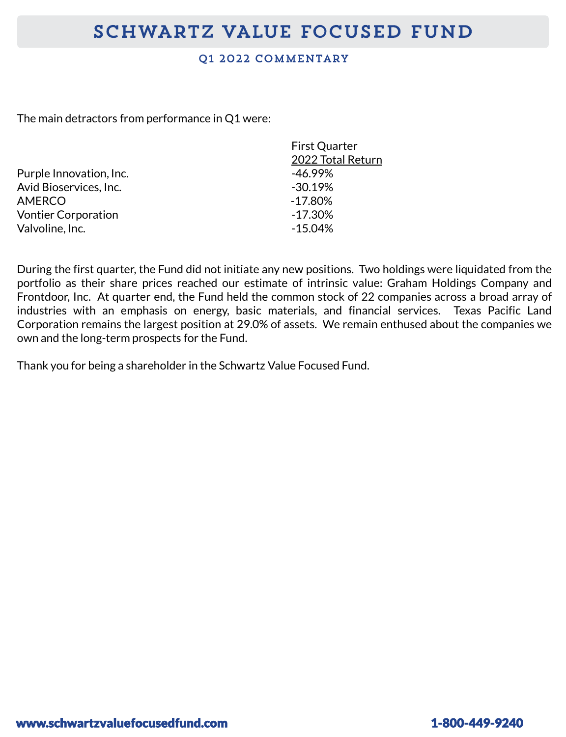# SCHWARTZ VALUE FOCUSED FUND

## Q1 2022 COMMENTARY

The main detractors from performance in Q1 were:

| | First Quarter 2022 Total Return |
|---|---|
| Purple Innovation, Inc. | -46.99% |
| Avid Bioservices, Inc. | -30.19% |
| AMERCO | -17.80% |
| Vontier Corporation | -17.30% |
| Valvoline, Inc. | -15.04% |

During the first quarter, the Fund did not initiate any new positions. Two holdings were liquidated from the portfolio as their share prices reached our estimate of intrinsic value: Graham Holdings Company and Frontdoor, Inc. At quarter end, the Fund held the common stock of 22 companies across a broad array of industries with an emphasis on energy, basic materials, and financial services. Texas Pacific Land Corporation remains the largest position at 29.0% of assets. We remain enthused about the companies we own and the long-term prospects for the Fund.

Thank you for being a shareholder in the Schwartz Value Focused Fund.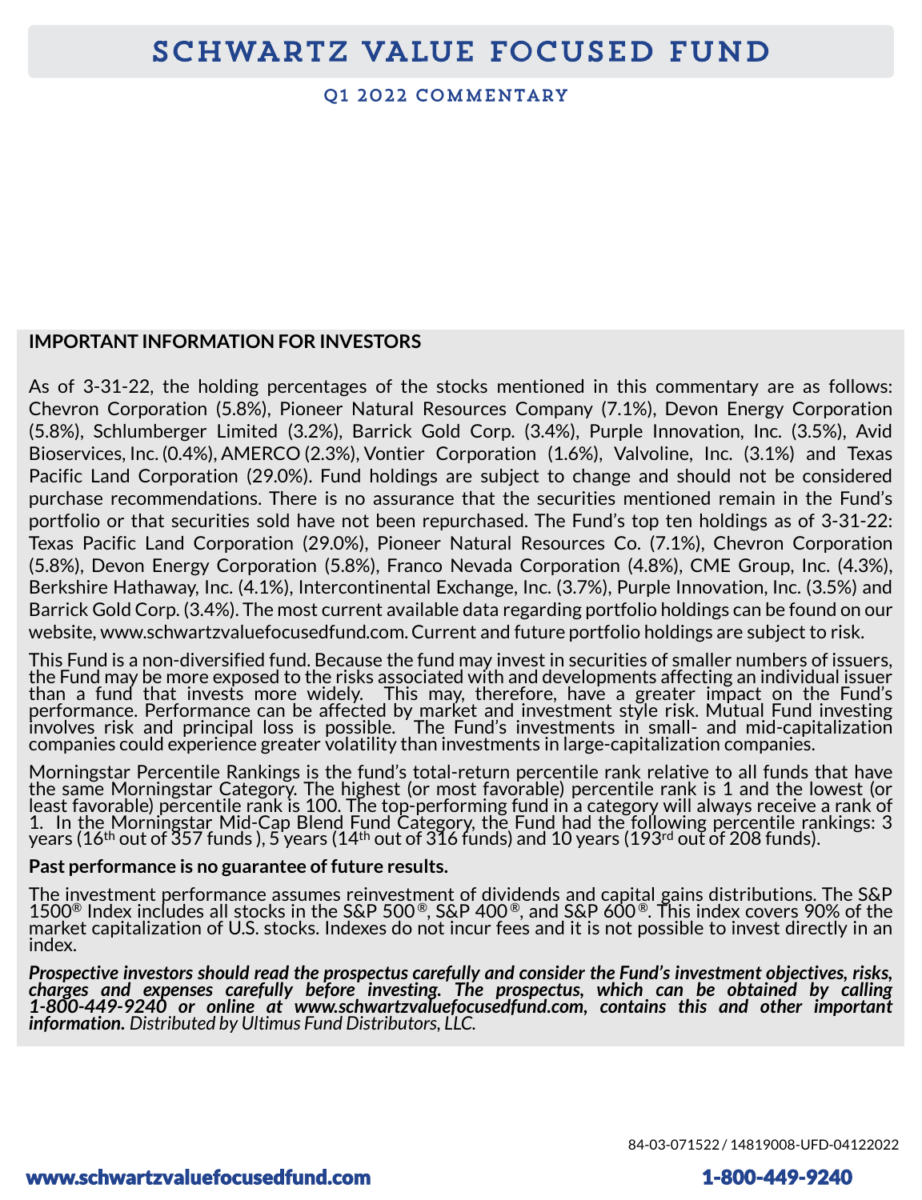# SCHWARTZ VALUE FOCUSED FUND

## Q1 2022 COMMENTARY

**IMPORTANT INFORMATION FOR INVESTORS**

As of 3-31-22, the holding percentages of the stocks mentioned in this commentary are as follows: Chevron Corporation (5.8%), Pioneer Natural Resources Company (7.1%), Devon Energy Corporation (5.8%), Schlumberger Limited (3.2%), Barrick Gold Corp. (3.4%), Purple Innovation, Inc. (3.5%), Avid Bioservices, Inc. (0.4%), AMERCO (2.3%), Vontier Corporation (1.6%), Valvoline, Inc. (3.1%) and Texas Pacific Land Corporation (29.0%). Fund holdings are subject to change and should not be considered purchase recommendations. There is no assurance that the securities mentioned remain in the Fund's portfolio or that securities sold have not been repurchased. The Fund's top ten holdings as of 3-31-22: Texas Pacific Land Corporation (29.0%), Pioneer Natural Resources Co. (7.1%), Chevron Corporation (5.8%), Devon Energy Corporation (5.8%), Franco Nevada Corporation (4.8%), CME Group, Inc. (4.3%), Berkshire Hathaway, Inc. (4.1%), Intercontinental Exchange, Inc. (3.7%), Purple Innovation, Inc. (3.5%) and Barrick Gold Corp. (3.4%). The most current available data regarding portfolio holdings can be found on our website, www.schwartzvaluefocusedfund.com. Current and future portfolio holdings are subject to risk.

This Fund is a non-diversified fund. Because the fund may invest in securities of smaller numbers of issuers, the Fund may be more exposed to the risks associated with and developments affecting an individual issuer than a fund that invests more widely. This may, therefore, have a greater impact on the Fund's performance. Performance can be affected by market and investment style risk. Mutual Fund investing involves risk and principal loss is possible. The Fund's investments in small- and mid-capitalization companies could experience greater volatility than investments in large-capitalization companies.

Morningstar Percentile Rankings is the fund's total-return percentile rank relative to all funds that have the same Morningstar Category. The highest (or most favorable) percentile rank is 1 and the lowest (or least favorable) percentile rank is 100. The top-performing fund in a category will always receive a rank of 1. In the Morningstar Mid-Cap Blend Fund Category, the Fund had the following percentile rankings: 3 years (16th out of 357 funds ), 5 years (14th out of 316 funds) and 10 years (193rd out of 208 funds).

**Past performance is no guarantee of future results.**

The investment performance assumes reinvestment of dividends and capital gains distributions. The S&P 1500® Index includes all stocks in the S&P 500®, S&P 400®, and S&P 600®. This index covers 90% of the market capitalization of U.S. stocks. Indexes do not incur fees and it is not possible to invest directly in an index.

***Prospective investors should read the prospectus carefully and consider the Fund's investment objectives, risks, charges and expenses carefully before investing. The prospectus, which can be obtained by calling 1-800-449-9240 or online at www.schwartzvaluefocusedfund.com, contains this and other important information.*** *Distributed by Ultimus Fund Distributors, LLC.*

84-03-071522 / 14819008-UFD-04122022

www.schwartzvaluefocusedfund.com 1-800-449-9240